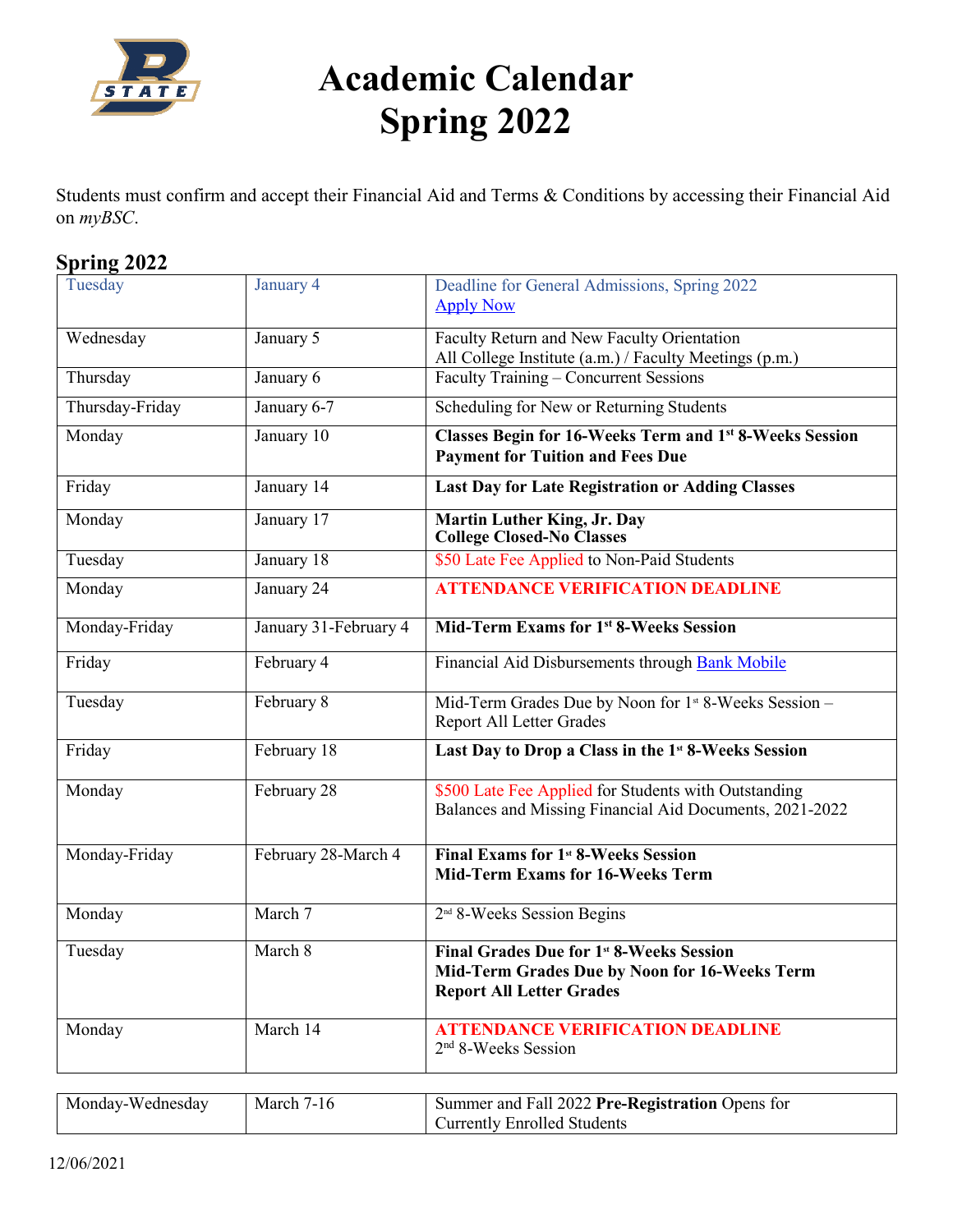# Academic Calendar
# Spring 2022

Students must confirm and accept their Financial Aid and Terms & Conditions by accessing their Financial Aid on *myBSC*.

## Spring 2022

| | | |
|---|---|---|
| Tuesday | January 4 | Deadline for General Admissions, Spring 2022<br>Apply Now |
| Wednesday | January 5 | Faculty Return and New Faculty Orientation<br>All College Institute (a.m.) / Faculty Meetings (p.m.) |
| Thursday | January 6 | Faculty Training – Concurrent Sessions |
| Thursday-Friday | January 6-7 | Scheduling for New or Returning Students |
| Monday | January 10 | **Classes Begin for 16-Weeks Term and 1st 8-Weeks Session**<br>**Payment for Tuition and Fees Due** |
| Friday | January 14 | **Last Day for Late Registration or Adding Classes** |
| Monday | January 17 | **Martin Luther King, Jr. Day**<br>**College Closed-No Classes** |
| Tuesday | January 18 | $50 Late Fee Applied to Non-Paid Students |
| Monday | January 24 | **ATTENDANCE VERIFICATION DEADLINE** |
| Monday-Friday | January 31-February 4 | **Mid-Term Exams for 1st 8-Weeks Session** |
| Friday | February 4 | Financial Aid Disbursements through Bank Mobile |
| Tuesday | February 8 | Mid-Term Grades Due by Noon for 1st 8-Weeks Session – Report All Letter Grades |
| Friday | February 18 | **Last Day to Drop a Class in the 1st 8-Weeks Session** |
| Monday | February 28 | $500 Late Fee Applied for Students with Outstanding Balances and Missing Financial Aid Documents, 2021-2022 |
| Monday-Friday | February 28-March 4 | **Final Exams for 1st 8-Weeks Session**<br>**Mid-Term Exams for 16-Weeks Term** |
| Monday | March 7 | 2nd 8-Weeks Session Begins |
| Tuesday | March 8 | **Final Grades Due for 1st 8-Weeks Session**<br>**Mid-Term Grades Due by Noon for 16-Weeks Term**<br>**Report All Letter Grades** |
| Monday | March 14 | **ATTENDANCE VERIFICATION DEADLINE**<br>2nd 8-Weeks Session |

| | | |
|---|---|---|
| Monday-Wednesday | March 7-16 | Summer and Fall 2022 **Pre-Registration** Opens for Currently Enrolled Students |

12/06/2021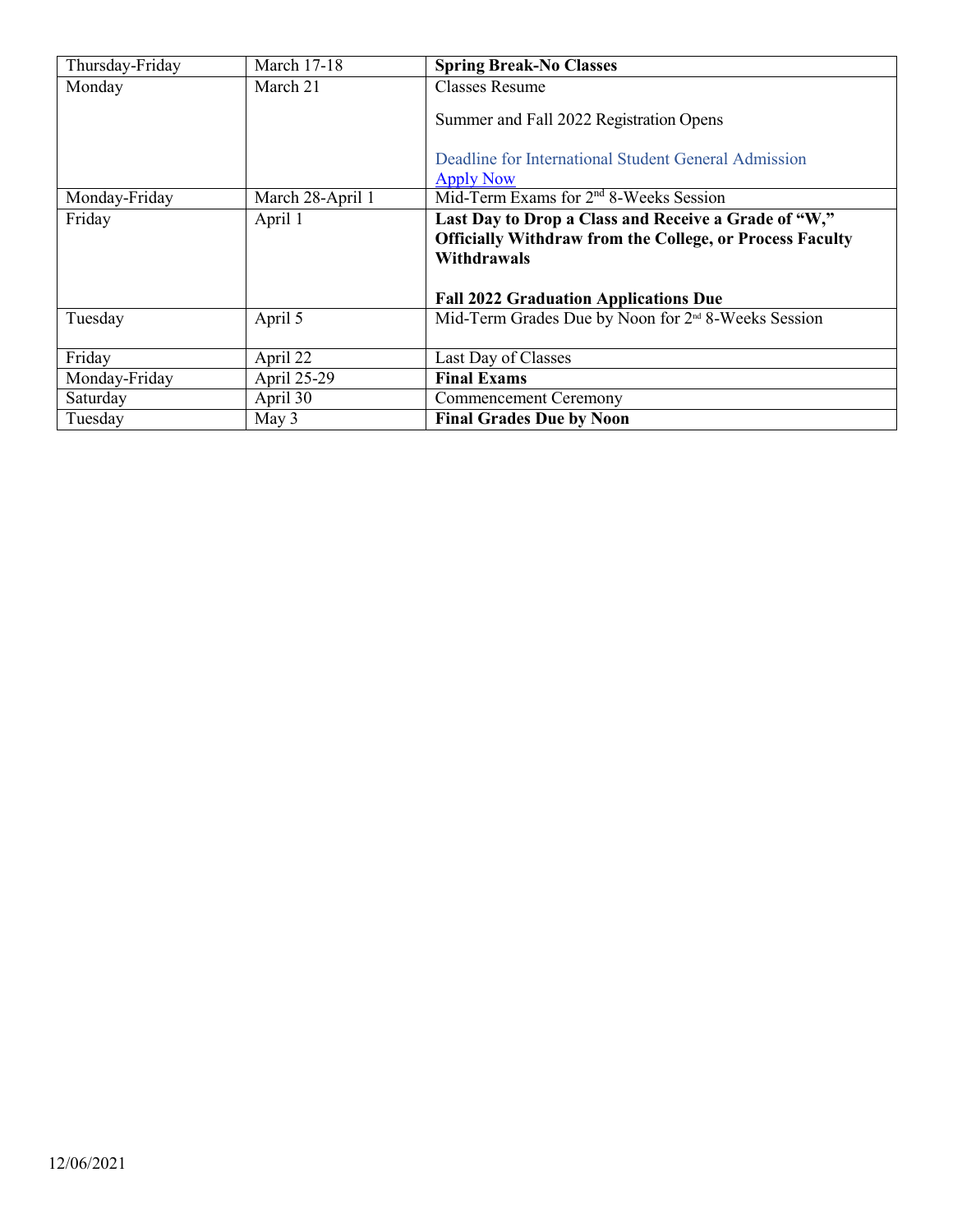| | | |
|---|---|---|
| Thursday-Friday | March 17-18 | **Spring Break-No Classes** |
| Monday | March 21 | Classes Resume<br><br>Summer and Fall 2022 Registration Opens<br><br>Deadline for International Student General Admission<br>Apply Now |
| Monday-Friday | March 28-April 1 | Mid-Term Exams for 2nd 8-Weeks Session |
| Friday | April 1 | **Last Day to Drop a Class and Receive a Grade of "W," Officially Withdraw from the College, or Process Faculty Withdrawals**<br><br>**Fall 2022 Graduation Applications Due** |
| Tuesday | April 5 | Mid-Term Grades Due by Noon for 2nd 8-Weeks Session |
| Friday | April 22 | Last Day of Classes |
| Monday-Friday | April 25-29 | **Final Exams** |
| Saturday | April 30 | Commencement Ceremony |
| Tuesday | May 3 | **Final Grades Due by Noon** |

12/06/2021